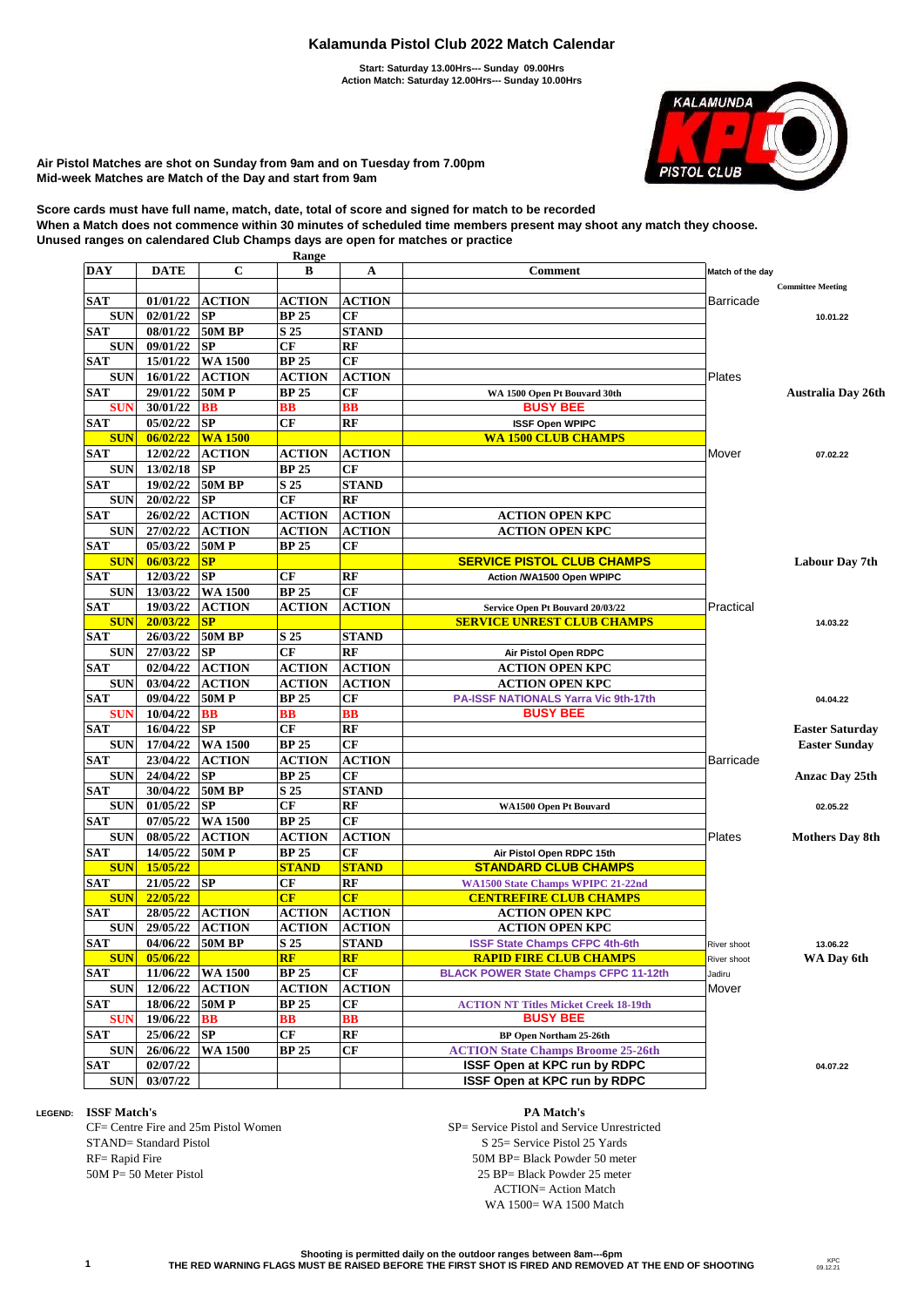# Kalamunda Pistol Club 2022 Match Calendar

**Start: Saturday 13.00Hrs--- Sunday 09.00Hrs**
**Action Match: Saturday 12.00Hrs--- Sunday 10.00Hrs**

**Air Pistol Matches are shot on Sunday from 9am and on Tuesday from 7.00pm**
**Mid-week Matches are Match of the Day and start from 9am**

**Score cards must have full name, match, date, total of score and signed for match to be recorded**
**When a Match does not commence within 30 minutes of scheduled time members present may shoot any match they choose.**
**Unused ranges on calendared Club Champs days are open for matches or practice**

| DAY | DATE | Range C | Range B | Range A | Comment | Match of the day | Committee Meeting |
|---|---|---|---|---|---|---|---|
| SAT | 01/01/22 | ACTION | ACTION | ACTION | | Barricade | |
| SUN | 02/01/22 | SP | BP 25 | CF | | | 10.01.22 |
| SAT | 08/01/22 | 50M BP | S 25 | STAND | | | |
| SUN | 09/01/22 | SP | CF | RF | | | |
| SAT | 15/01/22 | WA 1500 | BP 25 | CF | | | |
| SUN | 16/01/22 | ACTION | ACTION | ACTION | | Plates | |
| SAT | 29/01/22 | 50M P | BP 25 | CF | WA 1500 Open Pt Bouvard 30th | | Australia Day 26th |
| SUN | 30/01/22 | BB | BB | BB | BUSY BEE | | |
| SAT | 05/02/22 | SP | CF | RF | ISSF Open WPIPC | | |
| SUN | 06/02/22 | WA 1500 | | | WA 1500 CLUB CHAMPS | | |
| SAT | 12/02/22 | ACTION | ACTION | ACTION | | Mover | 07.02.22 |
| SUN | 13/02/18 | SP | BP 25 | CF | | | |
| SAT | 19/02/22 | 50M BP | S 25 | STAND | | | |
| SUN | 20/02/22 | SP | CF | RF | | | |
| SAT | 26/02/22 | ACTION | ACTION | ACTION | ACTION OPEN KPC | | |
| SUN | 27/02/22 | ACTION | ACTION | ACTION | ACTION OPEN KPC | | |
| SAT | 05/03/22 | 50M P | BP 25 | CF | | | |
| SUN | 06/03/22 | SP | | | SERVICE PISTOL CLUB CHAMPS | | Labour Day 7th |
| SAT | 12/03/22 | SP | CF | RF | Action /WA1500 Open WPIPC | | |
| SUN | 13/03/22 | WA 1500 | BP 25 | CF | | | |
| SAT | 19/03/22 | ACTION | ACTION | ACTION | Service Open Pt Bouvard 20/03/22 | Practical | |
| SUN | 20/03/22 | SP | | | SERVICE UNREST CLUB CHAMPS | | 14.03.22 |
| SAT | 26/03/22 | 50M BP | S 25 | STAND | | | |
| SUN | 27/03/22 | SP | CF | RF | Air Pistol Open RDPC | | |
| SAT | 02/04/22 | ACTION | ACTION | ACTION | ACTION OPEN KPC | | |
| SUN | 03/04/22 | ACTION | ACTION | ACTION | ACTION OPEN KPC | | |
| SAT | 09/04/22 | 50M P | BP 25 | CF | PA-ISSF NATIONALS Yarra Vic 9th-17th | | 04.04.22 |
| SUN | 10/04/22 | BB | BB | BB | BUSY BEE | | |
| SAT | 16/04/22 | SP | CF | RF | | | Easter Saturday |
| SUN | 17/04/22 | WA 1500 | BP 25 | CF | | | Easter Sunday |
| SAT | 23/04/22 | ACTION | ACTION | ACTION | | Barricade | |
| SUN | 24/04/22 | SP | BP 25 | CF | | | Anzac Day 25th |
| SAT | 30/04/22 | 50M BP | S 25 | STAND | | | |
| SUN | 01/05/22 | SP | CF | RF | WA1500 Open Pt Bouvard | | 02.05.22 |
| SAT | 07/05/22 | WA 1500 | BP 25 | CF | | | |
| SUN | 08/05/22 | ACTION | ACTION | ACTION | | Plates | Mothers Day 8th |
| SAT | 14/05/22 | 50M P | BP 25 | CF | Air Pistol Open RDPC 15th | | |
| SUN | 15/05/22 | | STAND | STAND | STANDARD CLUB CHAMPS | | |
| SAT | 21/05/22 | SP | CF | RF | WA1500 State Champs WPIPC 21-22nd | | |
| SUN | 22/05/22 | | CF | CF | CENTREFIRE CLUB CHAMPS | | |
| SAT | 28/05/22 | ACTION | ACTION | ACTION | ACTION OPEN KPC | | |
| SUN | 29/05/22 | ACTION | ACTION | ACTION | ACTION OPEN KPC | | |
| SAT | 04/06/22 | 50M BP | S 25 | STAND | ISSF State Champs CFPC 4th-6th | River shoot | 13.06.22 |
| SUN | 05/06/22 | | RF | RF | RAPID FIRE CLUB CHAMPS | River shoot | WA Day 6th |
| SAT | 11/06/22 | WA 1500 | BP 25 | CF | BLACK POWER State Champs CFPC 11-12th | Jadiru | |
| SUN | 12/06/22 | ACTION | ACTION | ACTION | | Mover | |
| SAT | 18/06/22 | 50M P | BP 25 | CF | ACTION NT Titles Micket Creek 18-19th | | |
| SUN | 19/06/22 | BB | BB | BB | BUSY BEE | | |
| SAT | 25/06/22 | SP | CF | RF | BP Open Northam 25-26th | | |
| SUN | 26/06/22 | WA 1500 | BP 25 | CF | ACTION State Champs Broome 25-26th | | |
| SAT | 02/07/22 | | | | ISSF Open at KPC run by RDPC | | 04.07.22 |
| SUN | 03/07/22 | | | | ISSF Open at KPC run by RDPC | | |

**LEGEND:**

**ISSF Match's**
- CF= Centre Fire and 25m Pistol Women
- STAND= Standard Pistol
- RF= Rapid Fire
- 50M P= 50 Meter Pistol

**PA Match's**
- SP= Service Pistol and Service Unrestricted
- S 25= Service Pistol 25 Yards
- 50M BP= Black Powder 50 meter
- 25 BP= Black Powder 25 meter
- ACTION= Action Match
- WA 1500= WA 1500 Match

**Shooting is permitted daily on the outdoor ranges between 8am---6pm**
**THE RED WARNING FLAGS MUST BE RAISED BEFORE THE FIRST SHOT IS FIRED AND REMOVED AT THE END OF SHOOTING**

KPC 09.12.21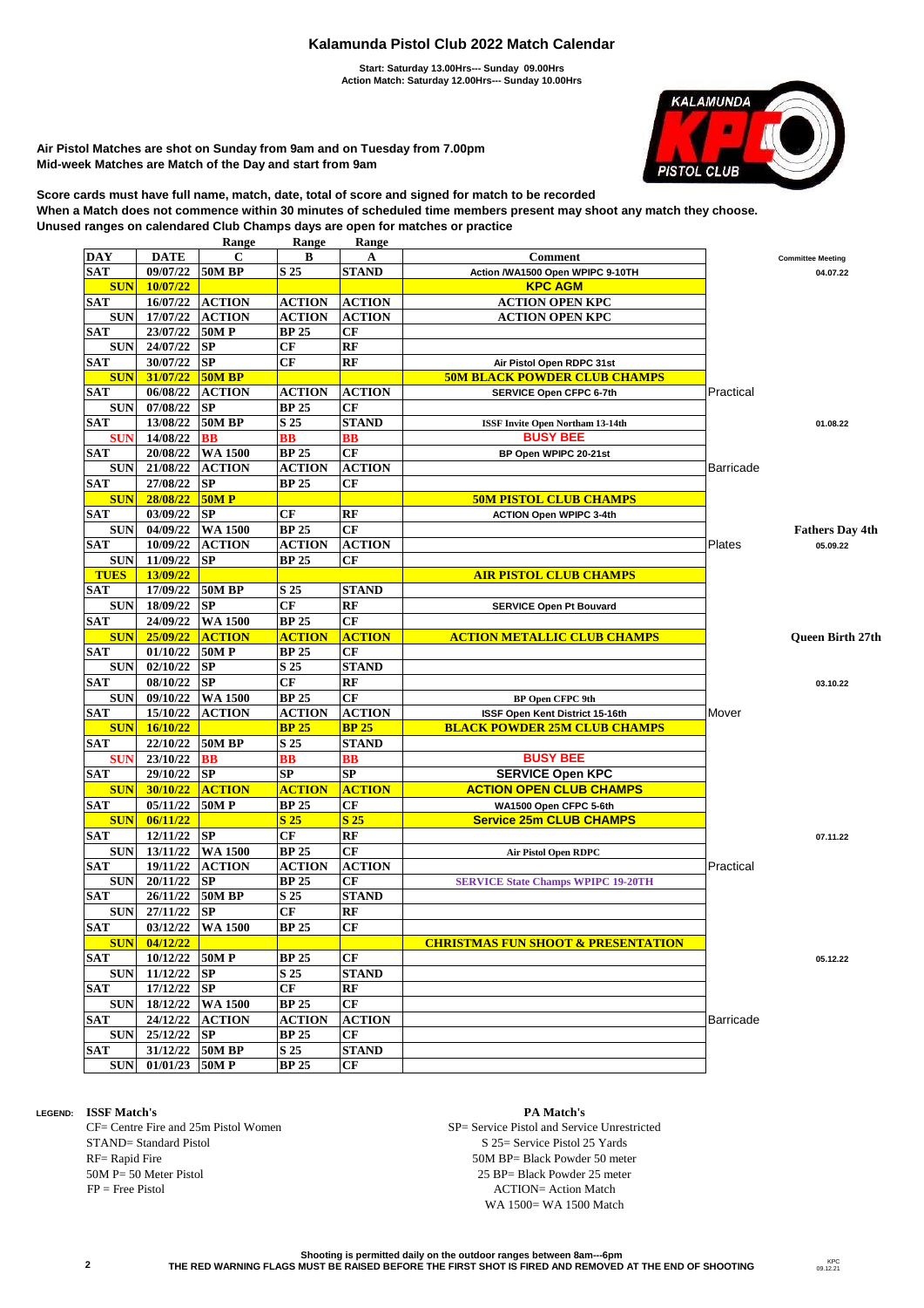# Kalamunda Pistol Club 2022 Match Calendar

**Start: Saturday 13.00Hrs--- Sunday 09.00Hrs**
**Action Match: Saturday 12.00Hrs--- Sunday 10.00Hrs**

**Air Pistol Matches are shot on Sunday from 9am and on Tuesday from 7.00pm**
**Mid-week Matches are Match of the Day and start from 9am**

**Score cards must have full name, match, date, total of score and signed for match to be recorded**
**When a Match does not commence within 30 minutes of scheduled time members present may shoot any match they choose.**
**Unused ranges on calendared Club Champs days are open for matches or practice**

| DAY | DATE | Range C | Range B | Range A | Comment | | Committee Meeting |
|---|---|---|---|---|---|---|---|
| SAT | 09/07/22 | 50M BP | S 25 | STAND | Action /WA1500 Open WPIPC 9-10TH | | 04.07.22 |
| SUN | 10/07/22 | | | | KPC AGM | | |
| SAT | 16/07/22 | ACTION | ACTION | ACTION | ACTION OPEN KPC | | |
| SUN | 17/07/22 | ACTION | ACTION | ACTION | ACTION OPEN KPC | | |
| SAT | 23/07/22 | 50M P | BP 25 | CF | | | |
| SUN | 24/07/22 | SP | CF | RF | | | |
| SAT | 30/07/22 | SP | CF | RF | Air Pistol Open RDPC 31st | | |
| SUN | 31/07/22 | 50M BP | | | 50M BLACK POWDER CLUB CHAMPS | | |
| SAT | 06/08/22 | ACTION | ACTION | ACTION | SERVICE Open CFPC 6-7th | Practical | |
| SUN | 07/08/22 | SP | BP 25 | CF | | | |
| SAT | 13/08/22 | 50M BP | S 25 | STAND | ISSF Invite Open Northam 13-14th | | 01.08.22 |
| SUN | 14/08/22 | BB | BB | BB | BUSY BEE | | |
| SAT | 20/08/22 | WA 1500 | BP 25 | CF | BP Open WPIPC 20-21st | | |
| SUN | 21/08/22 | ACTION | ACTION | ACTION | | Barricade | |
| SAT | 27/08/22 | SP | BP 25 | CF | | | |
| SUN | 28/08/22 | 50M P | | | 50M PISTOL CLUB CHAMPS | | |
| SAT | 03/09/22 | SP | CF | RF | ACTION Open WPIPC 3-4th | | |
| SUN | 04/09/22 | WA 1500 | BP 25 | CF | | | Fathers Day 4th |
| SAT | 10/09/22 | ACTION | ACTION | ACTION | | Plates | 05.09.22 |
| SUN | 11/09/22 | SP | BP 25 | CF | | | |
| TUES | 13/09/22 | | | | AIR PISTOL CLUB CHAMPS | | |
| SAT | 17/09/22 | 50M BP | S 25 | STAND | | | |
| SUN | 18/09/22 | SP | CF | RF | SERVICE Open Pt Bouvard | | |
| SAT | 24/09/22 | WA 1500 | BP 25 | CF | | | |
| SUN | 25/09/22 | ACTION | ACTION | ACTION | ACTION METALLIC CLUB CHAMPS | | Queen Birth 27th |
| SAT | 01/10/22 | 50M P | BP 25 | CF | | | |
| SUN | 02/10/22 | SP | S 25 | STAND | | | |
| SAT | 08/10/22 | SP | CF | RF | | | 03.10.22 |
| SUN | 09/10/22 | WA 1500 | BP 25 | CF | BP Open CFPC 9th | | |
| SAT | 15/10/22 | ACTION | ACTION | ACTION | ISSF Open Kent District 15-16th | Mover | |
| SUN | 16/10/22 | | BP 25 | BP 25 | BLACK POWDER 25M CLUB CHAMPS | | |
| SAT | 22/10/22 | 50M BP | S 25 | STAND | | | |
| SUN | 23/10/22 | BB | BB | BB | BUSY BEE | | |
| SAT | 29/10/22 | SP | SP | SP | SERVICE Open KPC | | |
| SUN | 30/10/22 | ACTION | ACTION | ACTION | ACTION OPEN CLUB CHAMPS | | |
| SAT | 05/11/22 | 50M P | BP 25 | CF | WA1500 Open CFPC 5-6th | | |
| SUN | 06/11/22 | | S 25 | S 25 | Service 25m CLUB CHAMPS | | |
| SAT | 12/11/22 | SP | CF | RF | | | 07.11.22 |
| SUN | 13/11/22 | WA 1500 | BP 25 | CF | Air Pistol Open RDPC | | |
| SAT | 19/11/22 | ACTION | ACTION | ACTION | | Practical | |
| SUN | 20/11/22 | SP | BP 25 | CF | SERVICE State Champs WPIPC 19-20TH | | |
| SAT | 26/11/22 | 50M BP | S 25 | STAND | | | |
| SUN | 27/11/22 | SP | CF | RF | | | |
| SAT | 03/12/22 | WA 1500 | BP 25 | CF | | | |
| SUN | 04/12/22 | | | | CHRISTMAS FUN SHOOT & PRESENTATION | | |
| SAT | 10/12/22 | 50M P | BP 25 | CF | | | 05.12.22 |
| SUN | 11/12/22 | SP | S 25 | STAND | | | |
| SAT | 17/12/22 | SP | CF | RF | | | |
| SUN | 18/12/22 | WA 1500 | BP 25 | CF | | | |
| SAT | 24/12/22 | ACTION | ACTION | ACTION | | Barricade | |
| SUN | 25/12/22 | SP | BP 25 | CF | | | |
| SAT | 31/12/22 | 50M BP | S 25 | STAND | | | |
| SUN | 01/01/23 | 50M P | BP 25 | CF | | | |

**LEGEND:**

**ISSF Match's**
CF= Centre Fire and 25m Pistol Women
STAND= Standard Pistol
RF= Rapid Fire
50M P= 50 Meter Pistol
FP = Free Pistol

**PA Match's**
SP= Service Pistol and Service Unrestricted
S 25= Service Pistol 25 Yards
50M BP= Black Powder 50 meter
25 BP= Black Powder 25 meter
ACTION= Action Match
WA 1500= WA 1500 Match

**Shooting is permitted daily on the outdoor ranges between 8am---6pm**
**THE RED WARNING FLAGS MUST BE RAISED BEFORE THE FIRST SHOT IS FIRED AND REMOVED AT THE END OF SHOOTING**

KPC 09.12.21